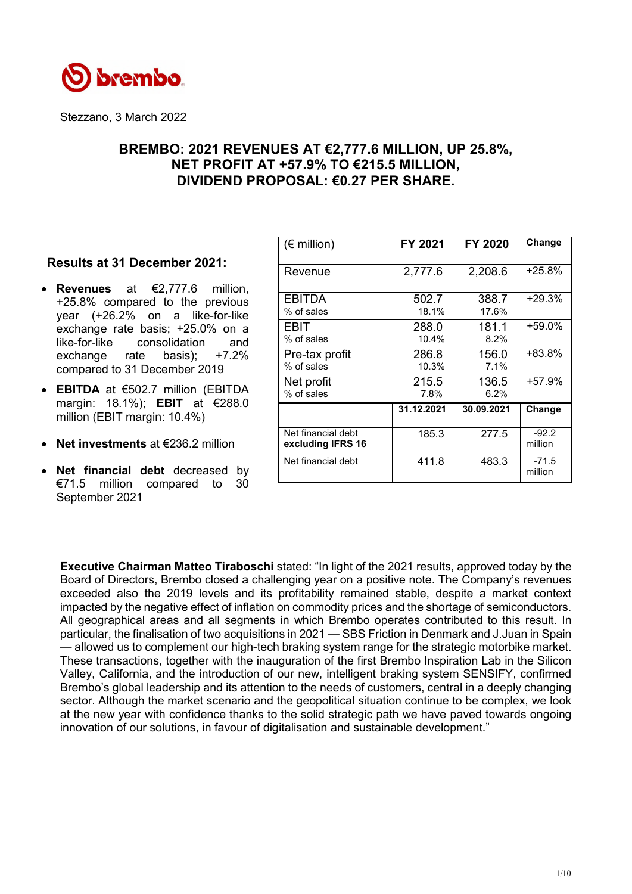Stezzano, 3 March 2022

# BREMBO: 2021 REVENUES AT €2,777.6 MILLION, UP 25.8%, NET PROFIT AT +57.9% TO €215.5 MILLION, DIVIDEND PROPOSAL: €0.27 PER SHARE.

### Results at 31 December 2021:

- **Revenues** at €2,777.6 million, +25.8% compared to the previous year (+26.2% on a like-for-like exchange rate basis; +25.0% on a like-for-like consolidation and exchange rate basis); +7.2% compared to 31 December 2019
- **EBITDA** at €502.7 million (EBITDA margin: 18.1%); **EBIT** at €288.0 million (EBIT margin: 10.4%)
- **Net investments** at €236.2 million
- **Net financial debt** decreased by €71.5 million compared to 30 September 2021

| (€ million) | FY 2021 | FY 2020 | Change |
|---|---|---|---|
| Revenue | 2,777.6 | 2,208.6 | +25.8% |
| EBITDA<br>% of sales | 502.7<br>18.1% | 388.7<br>17.6% | +29.3% |
| EBIT<br>% of sales | 288.0<br>10.4% | 181.1<br>8.2% | +59.0% |
| Pre-tax profit<br>% of sales | 286.8<br>10.3% | 156.0<br>7.1% | +83.8% |
| Net profit<br>% of sales | 215.5<br>7.8% | 136.5<br>6.2% | +57.9% |
| | **31.12.2021** | **30.09.2021** | **Change** |
| Net financial debt **excluding IFRS 16** | 185.3 | 277.5 | -92.2 million |
| Net financial debt | 411.8 | 483.3 | -71.5 million |

**Executive Chairman Matteo Tiraboschi** stated: "In light of the 2021 results, approved today by the Board of Directors, Brembo closed a challenging year on a positive note. The Company's revenues exceeded also the 2019 levels and its profitability remained stable, despite a market context impacted by the negative effect of inflation on commodity prices and the shortage of semiconductors. All geographical areas and all segments in which Brembo operates contributed to this result. In particular, the finalisation of two acquisitions in 2021 — SBS Friction in Denmark and J.Juan in Spain — allowed us to complement our high-tech braking system range for the strategic motorbike market. These transactions, together with the inauguration of the first Brembo Inspiration Lab in the Silicon Valley, California, and the introduction of our new, intelligent braking system SENSIFY, confirmed Brembo's global leadership and its attention to the needs of customers, central in a deeply changing sector. Although the market scenario and the geopolitical situation continue to be complex, we look at the new year with confidence thanks to the solid strategic path we have paved towards ongoing innovation of our solutions, in favour of digitalisation and sustainable development."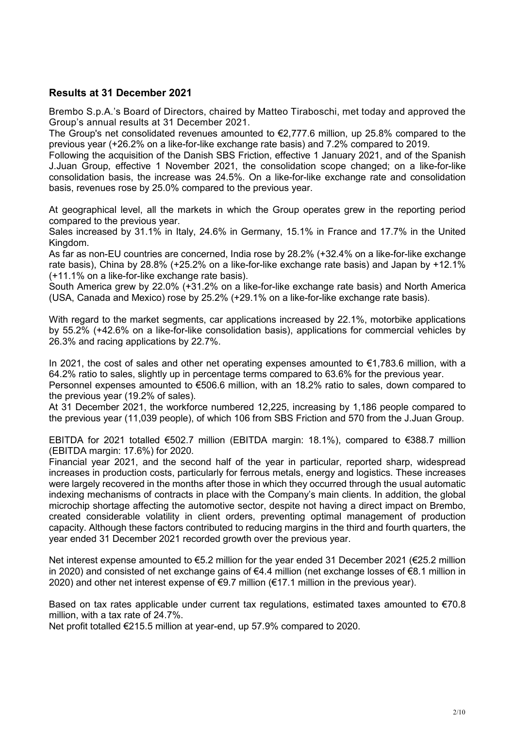## Results at 31 December 2021

Brembo S.p.A.'s Board of Directors, chaired by Matteo Tiraboschi, met today and approved the Group's annual results at 31 December 2021.

The Group's net consolidated revenues amounted to €2,777.6 million, up 25.8% compared to the previous year (+26.2% on a like-for-like exchange rate basis) and 7.2% compared to 2019.

Following the acquisition of the Danish SBS Friction, effective 1 January 2021, and of the Spanish J.Juan Group, effective 1 November 2021, the consolidation scope changed; on a like-for-like consolidation basis, the increase was 24.5%. On a like-for-like exchange rate and consolidation basis, revenues rose by 25.0% compared to the previous year.

At geographical level, all the markets in which the Group operates grew in the reporting period compared to the previous year.

Sales increased by 31.1% in Italy, 24.6% in Germany, 15.1% in France and 17.7% in the United Kingdom.

As far as non-EU countries are concerned, India rose by 28.2% (+32.4% on a like-for-like exchange rate basis), China by 28.8% (+25.2% on a like-for-like exchange rate basis) and Japan by +12.1% (+11.1% on a like-for-like exchange rate basis).

South America grew by 22.0% (+31.2% on a like-for-like exchange rate basis) and North America (USA, Canada and Mexico) rose by 25.2% (+29.1% on a like-for-like exchange rate basis).

With regard to the market segments, car applications increased by 22.1%, motorbike applications by 55.2% (+42.6% on a like-for-like consolidation basis), applications for commercial vehicles by 26.3% and racing applications by 22.7%.

In 2021, the cost of sales and other net operating expenses amounted to €1,783.6 million, with a 64.2% ratio to sales, slightly up in percentage terms compared to 63.6% for the previous year.

Personnel expenses amounted to €506.6 million, with an 18.2% ratio to sales, down compared to the previous year (19.2% of sales).

At 31 December 2021, the workforce numbered 12,225, increasing by 1,186 people compared to the previous year (11,039 people), of which 106 from SBS Friction and 570 from the J.Juan Group.

EBITDA for 2021 totalled €502.7 million (EBITDA margin: 18.1%), compared to €388.7 million (EBITDA margin: 17.6%) for 2020.

Financial year 2021, and the second half of the year in particular, reported sharp, widespread increases in production costs, particularly for ferrous metals, energy and logistics. These increases were largely recovered in the months after those in which they occurred through the usual automatic indexing mechanisms of contracts in place with the Company's main clients. In addition, the global microchip shortage affecting the automotive sector, despite not having a direct impact on Brembo, created considerable volatility in client orders, preventing optimal management of production capacity. Although these factors contributed to reducing margins in the third and fourth quarters, the year ended 31 December 2021 recorded growth over the previous year.

Net interest expense amounted to €5.2 million for the year ended 31 December 2021 (€25.2 million in 2020) and consisted of net exchange gains of €4.4 million (net exchange losses of €8.1 million in 2020) and other net interest expense of €9.7 million (€17.1 million in the previous year).

Based on tax rates applicable under current tax regulations, estimated taxes amounted to €70.8 million, with a tax rate of 24.7%.

Net profit totalled €215.5 million at year-end, up 57.9% compared to 2020.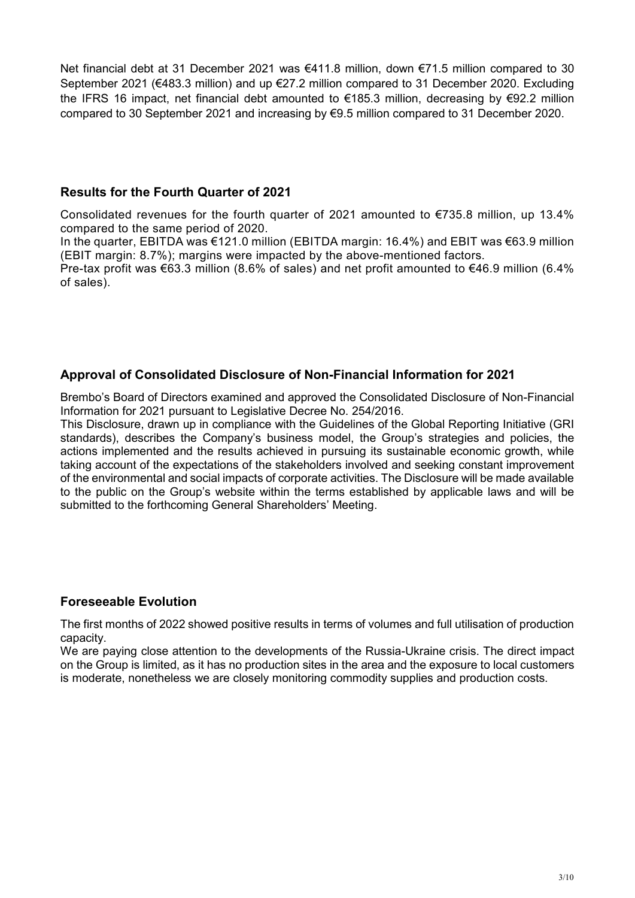Net financial debt at 31 December 2021 was €411.8 million, down €71.5 million compared to 30 September 2021 (€483.3 million) and up €27.2 million compared to 31 December 2020. Excluding the IFRS 16 impact, net financial debt amounted to €185.3 million, decreasing by €92.2 million compared to 30 September 2021 and increasing by €9.5 million compared to 31 December 2020.

## Results for the Fourth Quarter of 2021

Consolidated revenues for the fourth quarter of 2021 amounted to €735.8 million, up 13.4% compared to the same period of 2020.
In the quarter, EBITDA was €121.0 million (EBITDA margin: 16.4%) and EBIT was €63.9 million (EBIT margin: 8.7%); margins were impacted by the above-mentioned factors.
Pre-tax profit was €63.3 million (8.6% of sales) and net profit amounted to €46.9 million (6.4% of sales).

## Approval of Consolidated Disclosure of Non-Financial Information for 2021

Brembo's Board of Directors examined and approved the Consolidated Disclosure of Non-Financial Information for 2021 pursuant to Legislative Decree No. 254/2016.
This Disclosure, drawn up in compliance with the Guidelines of the Global Reporting Initiative (GRI standards), describes the Company's business model, the Group's strategies and policies, the actions implemented and the results achieved in pursuing its sustainable economic growth, while taking account of the expectations of the stakeholders involved and seeking constant improvement of the environmental and social impacts of corporate activities. The Disclosure will be made available to the public on the Group's website within the terms established by applicable laws and will be submitted to the forthcoming General Shareholders' Meeting.

## Foreseeable Evolution

The first months of 2022 showed positive results in terms of volumes and full utilisation of production capacity.
We are paying close attention to the developments of the Russia-Ukraine crisis. The direct impact on the Group is limited, as it has no production sites in the area and the exposure to local customers is moderate, nonetheless we are closely monitoring commodity supplies and production costs.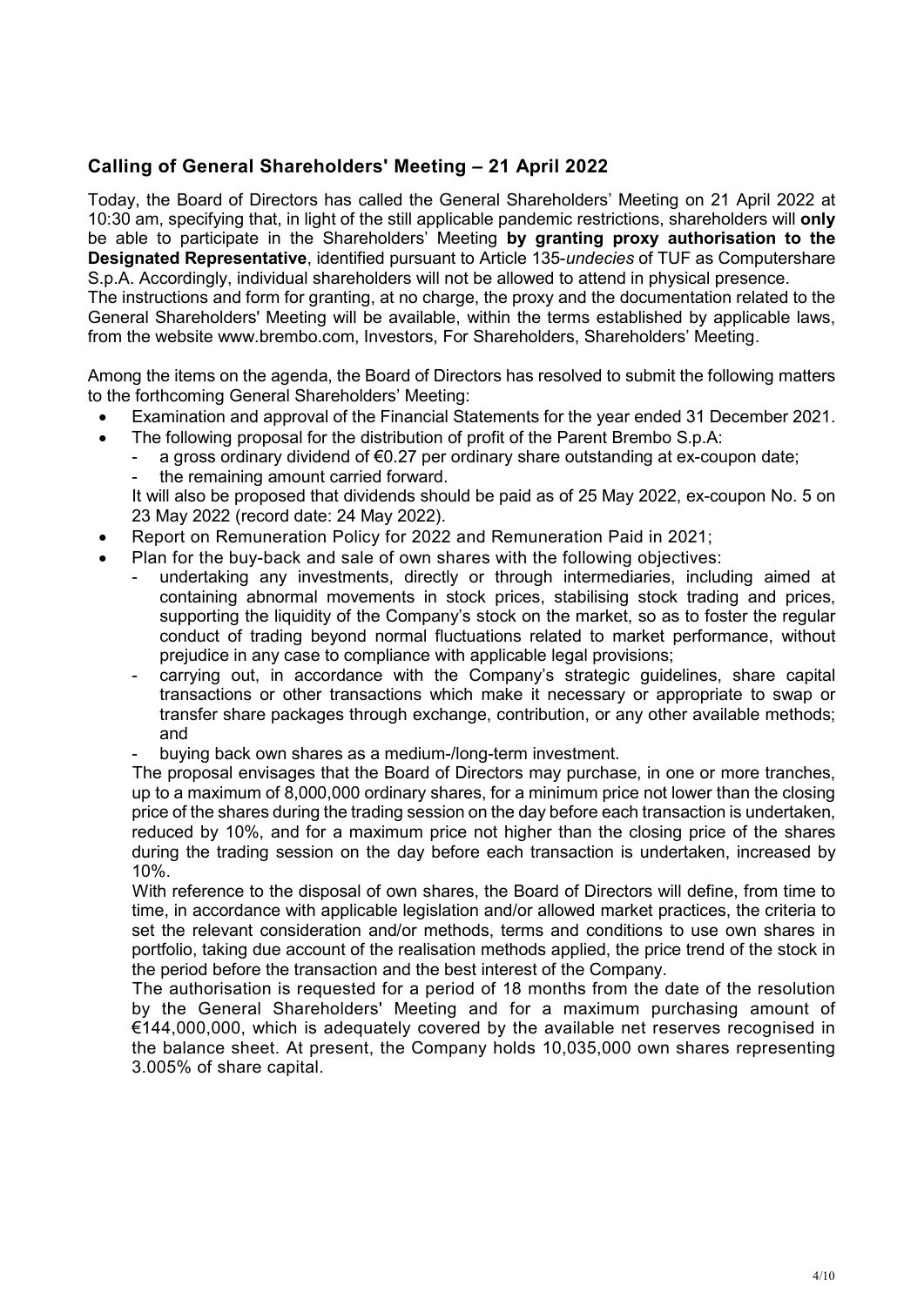## Calling of General Shareholders' Meeting – 21 April 2022

Today, the Board of Directors has called the General Shareholders' Meeting on 21 April 2022 at 10:30 am, specifying that, in light of the still applicable pandemic restrictions, shareholders will **only** be able to participate in the Shareholders' Meeting **by granting proxy authorisation to the Designated Representative**, identified pursuant to Article 135-*undecies* of TUF as Computershare S.p.A. Accordingly, individual shareholders will not be allowed to attend in physical presence.
The instructions and form for granting, at no charge, the proxy and the documentation related to the General Shareholders' Meeting will be available, within the terms established by applicable laws, from the website www.brembo.com, Investors, For Shareholders, Shareholders' Meeting.

Among the items on the agenda, the Board of Directors has resolved to submit the following matters to the forthcoming General Shareholders' Meeting:

- Examination and approval of the Financial Statements for the year ended 31 December 2021.
- The following proposal for the distribution of profit of the Parent Brembo S.p.A:
  - a gross ordinary dividend of €0.27 per ordinary share outstanding at ex-coupon date;
  - the remaining amount carried forward.

  It will also be proposed that dividends should be paid as of 25 May 2022, ex-coupon No. 5 on 23 May 2022 (record date: 24 May 2022).
- Report on Remuneration Policy for 2022 and Remuneration Paid in 2021;
- Plan for the buy-back and sale of own shares with the following objectives:
  - undertaking any investments, directly or through intermediaries, including aimed at containing abnormal movements in stock prices, stabilising stock trading and prices, supporting the liquidity of the Company's stock on the market, so as to foster the regular conduct of trading beyond normal fluctuations related to market performance, without prejudice in any case to compliance with applicable legal provisions;
  - carrying out, in accordance with the Company's strategic guidelines, share capital transactions or other transactions which make it necessary or appropriate to swap or transfer share packages through exchange, contribution, or any other available methods; and
  - buying back own shares as a medium-/long-term investment.

  The proposal envisages that the Board of Directors may purchase, in one or more tranches, up to a maximum of 8,000,000 ordinary shares, for a minimum price not lower than the closing price of the shares during the trading session on the day before each transaction is undertaken, reduced by 10%, and for a maximum price not higher than the closing price of the shares during the trading session on the day before each transaction is undertaken, increased by 10%.

  With reference to the disposal of own shares, the Board of Directors will define, from time to time, in accordance with applicable legislation and/or allowed market practices, the criteria to set the relevant consideration and/or methods, terms and conditions to use own shares in portfolio, taking due account of the realisation methods applied, the price trend of the stock in the period before the transaction and the best interest of the Company.

  The authorisation is requested for a period of 18 months from the date of the resolution by the General Shareholders' Meeting and for a maximum purchasing amount of €144,000,000, which is adequately covered by the available net reserves recognised in the balance sheet. At present, the Company holds 10,035,000 own shares representing 3.005% of share capital.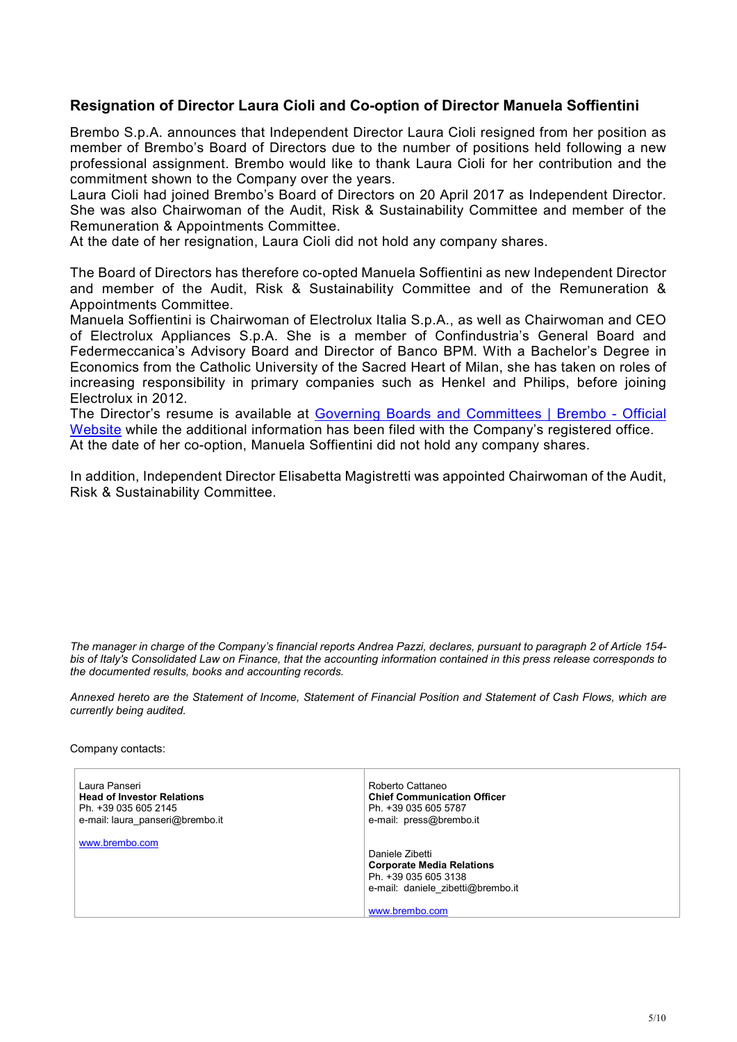## Resignation of Director Laura Cioli and Co-option of Director Manuela Soffientini

Brembo S.p.A. announces that Independent Director Laura Cioli resigned from her position as member of Brembo's Board of Directors due to the number of positions held following a new professional assignment. Brembo would like to thank Laura Cioli for her contribution and the commitment shown to the Company over the years.

Laura Cioli had joined Brembo's Board of Directors on 20 April 2017 as Independent Director. She was also Chairwoman of the Audit, Risk & Sustainability Committee and member of the Remuneration & Appointments Committee.

At the date of her resignation, Laura Cioli did not hold any company shares.

The Board of Directors has therefore co-opted Manuela Soffientini as new Independent Director and member of the Audit, Risk & Sustainability Committee and of the Remuneration & Appointments Committee.

Manuela Soffientini is Chairwoman of Electrolux Italia S.p.A., as well as Chairwoman and CEO of Electrolux Appliances S.p.A. She is a member of Confindustria's General Board and Federmeccanica's Advisory Board and Director of Banco BPM. With a Bachelor's Degree in Economics from the Catholic University of the Sacred Heart of Milan, she has taken on roles of increasing responsibility in primary companies such as Henkel and Philips, before joining Electrolux in 2012.

The Director's resume is available at Governing Boards and Committees | Brembo - Official Website while the additional information has been filed with the Company's registered office.

At the date of her co-option, Manuela Soffientini did not hold any company shares.

In addition, Independent Director Elisabetta Magistretti was appointed Chairwoman of the Audit, Risk & Sustainability Committee.

*The manager in charge of the Company's financial reports Andrea Pazzi, declares, pursuant to paragraph 2 of Article 154-bis of Italy's Consolidated Law on Finance, that the accounting information contained in this press release corresponds to the documented results, books and accounting records.*

*Annexed hereto are the Statement of Income, Statement of Financial Position and Statement of Cash Flows, which are currently being audited.*

Company contacts:

| | |
|---|---|
| Laura Panseri<br>**Head of Investor Relations**<br>Ph. +39 035 605 2145<br>e-mail: laura_panseri@brembo.it<br><br>www.brembo.com | Roberto Cattaneo<br>**Chief Communication Officer**<br>Ph. +39 035 605 5787<br>e-mail: press@brembo.it<br><br>Daniele Zibetti<br>**Corporate Media Relations**<br>Ph. +39 035 605 3138<br>e-mail: daniele_zibetti@brembo.it<br><br>www.brembo.com |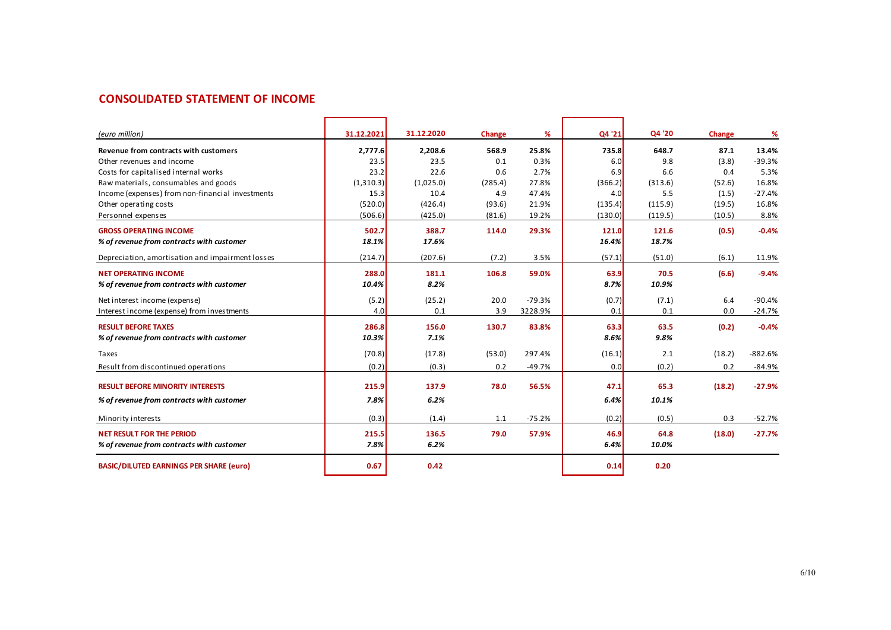## CONSOLIDATED STATEMENT OF INCOME

| *(euro million)* | 31.12.2021 | 31.12.2020 | Change | % | Q4 '21 | Q4 '20 | Change | % |
|---|---|---|---|---|---|---|---|---|
| **Revenue from contracts with customers** | **2,777.6** | **2,208.6** | **568.9** | **25.8%** | **735.8** | **648.7** | **87.1** | **13.4%** |
| Other revenues and income | 23.5 | 23.5 | 0.1 | 0.3% | 6.0 | 9.8 | (3.8) | -39.3% |
| Costs for capitalised internal works | 23.2 | 22.6 | 0.6 | 2.7% | 6.9 | 6.6 | 0.4 | 5.3% |
| Raw materials, consumables and goods | (1,310.3) | (1,025.0) | (285.4) | 27.8% | (366.2) | (313.6) | (52.6) | 16.8% |
| Income (expenses) from non-financial investments | 15.3 | 10.4 | 4.9 | 47.4% | 4.0 | 5.5 | (1.5) | -27.4% |
| Other operating costs | (520.0) | (426.4) | (93.6) | 21.9% | (135.4) | (115.9) | (19.5) | 16.8% |
| Personnel expenses | (506.6) | (425.0) | (81.6) | 19.2% | (130.0) | (119.5) | (10.5) | 8.8% |
| **GROSS OPERATING INCOME** | **502.7** | **388.7** | **114.0** | **29.3%** | **121.0** | **121.6** | **(0.5)** | **-0.4%** |
| ***% of revenue from contracts with customer*** | ***18.1%*** | ***17.6%*** | | | ***16.4%*** | ***18.7%*** | | |
| Depreciation, amortisation and impairment losses | (214.7) | (207.6) | (7.2) | 3.5% | (57.1) | (51.0) | (6.1) | 11.9% |
| **NET OPERATING INCOME** | **288.0** | **181.1** | **106.8** | **59.0%** | **63.9** | **70.5** | **(6.6)** | **-9.4%** |
| ***% of revenue from contracts with customer*** | ***10.4%*** | ***8.2%*** | | | ***8.7%*** | ***10.9%*** | | |
| Net interest income (expense) | (5.2) | (25.2) | 20.0 | -79.3% | (0.7) | (7.1) | 6.4 | -90.4% |
| Interest income (expense) from investments | 4.0 | 0.1 | 3.9 | 3228.9% | 0.1 | 0.1 | 0.0 | -24.7% |
| **RESULT BEFORE TAXES** | **286.8** | **156.0** | **130.7** | **83.8%** | **63.3** | **63.5** | **(0.2)** | **-0.4%** |
| ***% of revenue from contracts with customer*** | ***10.3%*** | ***7.1%*** | | | ***8.6%*** | ***9.8%*** | | |
| Taxes | (70.8) | (17.8) | (53.0) | 297.4% | (16.1) | 2.1 | (18.2) | -882.6% |
| Result from discontinued operations | (0.2) | (0.3) | 0.2 | -49.7% | 0.0 | (0.2) | 0.2 | -84.9% |
| **RESULT BEFORE MINORITY INTERESTS** | **215.9** | **137.9** | **78.0** | **56.5%** | **47.1** | **65.3** | **(18.2)** | **-27.9%** |
| ***% of revenue from contracts with customer*** | ***7.8%*** | ***6.2%*** | | | ***6.4%*** | ***10.1%*** | | |
| Minority interests | (0.3) | (1.4) | 1.1 | -75.2% | (0.2) | (0.5) | 0.3 | -52.7% |
| **NET RESULT FOR THE PERIOD** | **215.5** | **136.5** | **79.0** | **57.9%** | **46.9** | **64.8** | **(18.0)** | **-27.7%** |
| ***% of revenue from contracts with customer*** | ***7.8%*** | ***6.2%*** | | | ***6.4%*** | ***10.0%*** | | |
| **BASIC/DILUTED EARNINGS PER SHARE (euro)** | **0.67** | **0.42** | | | **0.14** | **0.20** | | |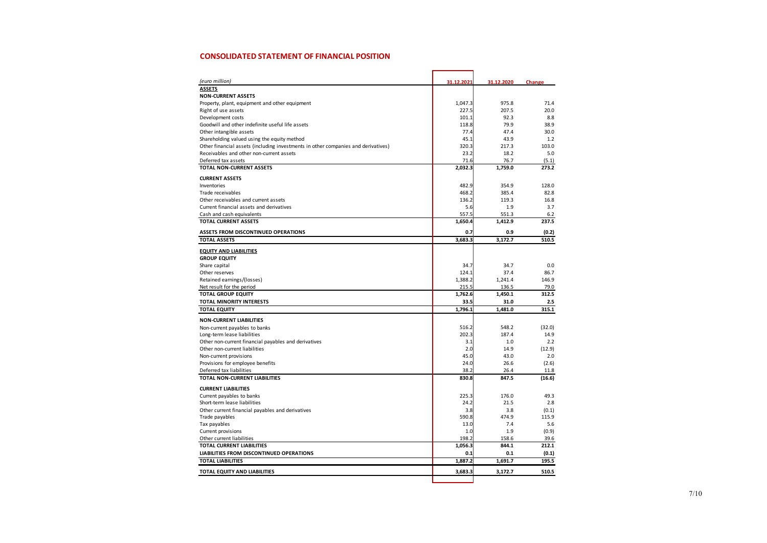## CONSOLIDATED STATEMENT OF FINANCIAL POSITION

| *(euro million)* | 31.12.2021 | 31.12.2020 | Change |
|---|---|---|---|
| **ASSETS** | | | |
| **NON-CURRENT ASSETS** | | | |
| Property, plant, equipment and other equipment | 1,047.3 | 975.8 | 71.4 |
| Right of use assets | 227.5 | 207.5 | 20.0 |
| Development costs | 101.1 | 92.3 | 8.8 |
| Goodwill and other indefinite useful life assets | 118.8 | 79.9 | 38.9 |
| Other intangible assets | 77.4 | 47.4 | 30.0 |
| Shareholding valued using the equity method | 45.1 | 43.9 | 1.2 |
| Other financial assets (including investments in other companies and derivatives) | 320.3 | 217.3 | 103.0 |
| Receivables and other non-current assets | 23.2 | 18.2 | 5.0 |
| Deferred tax assets | 71.6 | 76.7 | (5.1) |
| **TOTAL NON-CURRENT ASSETS** | **2,032.3** | **1,759.0** | **273.2** |
| **CURRENT ASSETS** | | | |
| Inventories | 482.9 | 354.9 | 128.0 |
| Trade receivables | 468.2 | 385.4 | 82.8 |
| Other receivables and current assets | 136.2 | 119.3 | 16.8 |
| Current financial assets and derivatives | 5.6 | 1.9 | 3.7 |
| Cash and cash equivalents | 557.5 | 551.3 | 6.2 |
| **TOTAL CURRENT ASSETS** | **1,650.4** | **1,412.9** | **237.5** |
| **ASSETS FROM DISCONTINUED OPERATIONS** | **0.7** | **0.9** | **(0.2)** |
| **TOTAL ASSETS** | **3,683.3** | **3,172.7** | **510.5** |
| **EQUITY AND LIABILITIES** | | | |
| **GROUP EQUITY** | | | |
| Share capital | 34.7 | 34.7 | 0.0 |
| Other reserves | 124.1 | 37.4 | 86.7 |
| Retained earnings/(losses) | 1,388.2 | 1,241.4 | 146.9 |
| Net result for the period | 215.5 | 136.5 | 79.0 |
| **TOTAL GROUP EQUITY** | **1,762.6** | **1,450.1** | **312.5** |
| **TOTAL MINORITY INTERESTS** | **33.5** | **31.0** | **2.5** |
| **TOTAL EQUITY** | **1,796.1** | **1,481.0** | **315.1** |
| **NON-CURRENT LIABILITIES** | | | |
| Non-current payables to banks | 516.2 | 548.2 | (32.0) |
| Long-term lease liabilities | 202.3 | 187.4 | 14.9 |
| Other non-current financial payables and derivatives | 3.1 | 1.0 | 2.2 |
| Other non-current liabilities | 2.0 | 14.9 | (12.9) |
| Non-current provisions | 45.0 | 43.0 | 2.0 |
| Provisions for employee benefits | 24.0 | 26.6 | (2.6) |
| Deferred tax liabilities | 38.2 | 26.4 | 11.8 |
| **TOTAL NON-CURRENT LIABILITIES** | **830.8** | **847.5** | **(16.6)** |
| **CURRENT LIABILITIES** | | | |
| Current payables to banks | 225.3 | 176.0 | 49.3 |
| Short-term lease liabilities | 24.2 | 21.5 | 2.8 |
| Other current financial payables and derivatives | 3.8 | 3.8 | (0.1) |
| Trade payables | 590.8 | 474.9 | 115.9 |
| Tax payables | 13.0 | 7.4 | 5.6 |
| Current provisions | 1.0 | 1.9 | (0.9) |
| Other current liabilities | 198.2 | 158.6 | 39.6 |
| **TOTAL CURRENT LIABILITIES** | **1,056.3** | **844.1** | **212.1** |
| **LIABILITIES FROM DISCONTINUED OPERATIONS** | **0.1** | **0.1** | **(0.1)** |
| **TOTAL LIABILITIES** | **1,887.2** | **1,691.7** | **195.5** |
| **TOTAL EQUITY AND LIABILITIES** | **3,683.3** | **3,172.7** | **510.5** |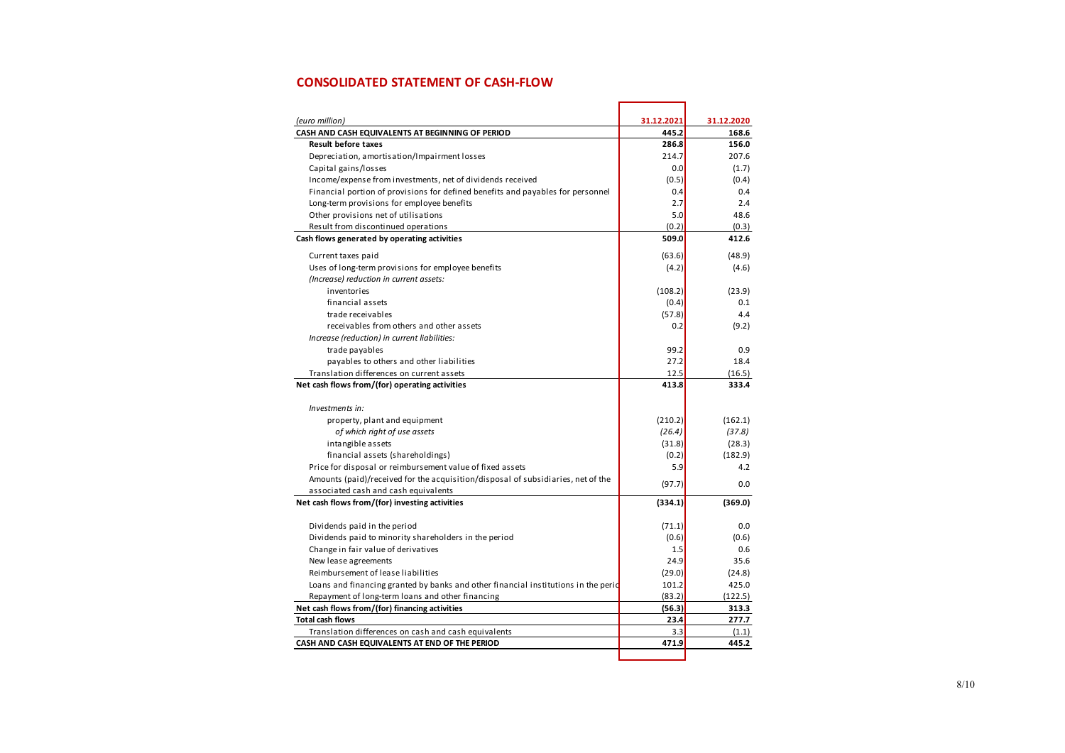## CONSOLIDATED STATEMENT OF CASH-FLOW

| *(euro million)* | 31.12.2021 | 31.12.2020 |
|---|---|---|
| **CASH AND CASH EQUIVALENTS AT BEGINNING OF PERIOD** | **445.2** | **168.6** |
| **Result before taxes** | **286.8** | **156.0** |
| Depreciation, amortisation/Impairment losses | 214.7 | 207.6 |
| Capital gains/losses | 0.0 | (1.7) |
| Income/expense from investments, net of dividends received | (0.5) | (0.4) |
| Financial portion of provisions for defined benefits and payables for personnel | 0.4 | 0.4 |
| Long-term provisions for employee benefits | 2.7 | 2.4 |
| Other provisions net of utilisations | 5.0 | 48.6 |
| Result from discontinued operations | (0.2) | (0.3) |
| **Cash flows generated by operating activities** | **509.0** | **412.6** |
| Current taxes paid | (63.6) | (48.9) |
| Uses of long-term provisions for employee benefits | (4.2) | (4.6) |
| *(Increase) reduction in current assets:* | | |
| inventories | (108.2) | (23.9) |
| financial assets | (0.4) | 0.1 |
| trade receivables | (57.8) | 4.4 |
| receivables from others and other assets | 0.2 | (9.2) |
| *Increase (reduction) in current liabilities:* | | |
| trade payables | 99.2 | 0.9 |
| payables to others and other liabilities | 27.2 | 18.4 |
| Translation differences on current assets | 12.5 | (16.5) |
| **Net cash flows from/(for) operating activities** | **413.8** | **333.4** |
| *Investments in:* | | |
| property, plant and equipment | (210.2) | (162.1) |
| *of which right of use assets* | *(26.4)* | *(37.8)* |
| intangible assets | (31.8) | (28.3) |
| financial assets (shareholdings) | (0.2) | (182.9) |
| Price for disposal or reimbursement value of fixed assets | 5.9 | 4.2 |
| Amounts (paid)/received for the acquisition/disposal of subsidiaries, net of the associated cash and cash equivalents | (97.7) | 0.0 |
| **Net cash flows from/(for) investing activities** | **(334.1)** | **(369.0)** |
| Dividends paid in the period | (71.1) | 0.0 |
| Dividends paid to minority shareholders in the period | (0.6) | (0.6) |
| Change in fair value of derivatives | 1.5 | 0.6 |
| New lease agreements | 24.9 | 35.6 |
| Reimbursement of lease liabilities | (29.0) | (24.8) |
| Loans and financing granted by banks and other financial institutions in the period | 101.2 | 425.0 |
| Repayment of long-term loans and other financing | (83.2) | (122.5) |
| **Net cash flows from/(for) financing activities** | **(56.3)** | **313.3** |
| **Total cash flows** | **23.4** | **277.7** |
| Translation differences on cash and cash equivalents | 3.3 | (1.1) |
| **CASH AND CASH EQUIVALENTS AT END OF THE PERIOD** | **471.9** | **445.2** |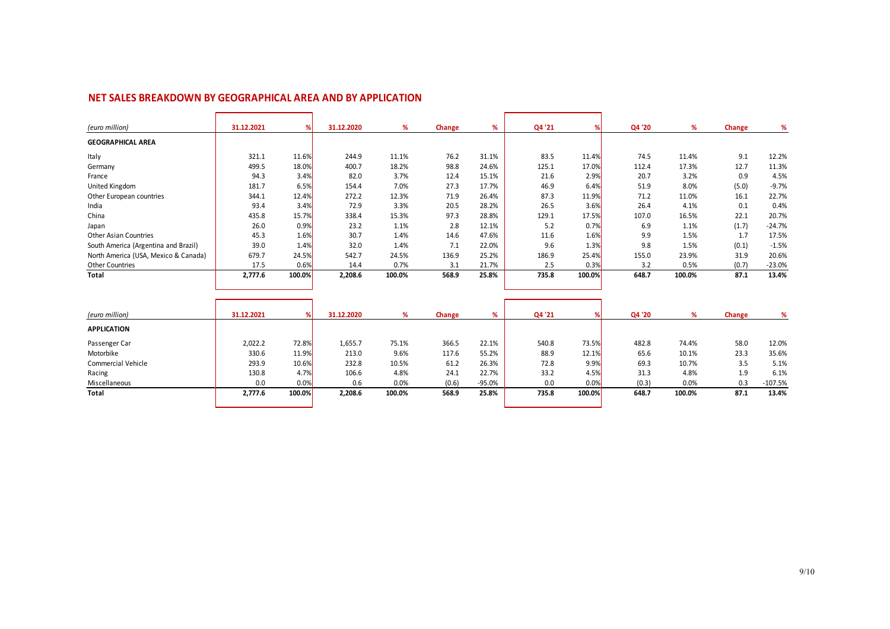## NET SALES BREAKDOWN BY GEOGRAPHICAL AREA AND BY APPLICATION

| *(euro million)* | 31.12.2021 | % | 31.12.2020 | % | Change | % | Q4 '21 | % | Q4 '20 | % | Change | % |
|---|---|---|---|---|---|---|---|---|---|---|---|---|
| **GEOGRAPHICAL AREA** | | | | | | | | | | | | |
| Italy | 321.1 | 11.6% | 244.9 | 11.1% | 76.2 | 31.1% | 83.5 | 11.4% | 74.5 | 11.4% | 9.1 | 12.2% |
| Germany | 499.5 | 18.0% | 400.7 | 18.2% | 98.8 | 24.6% | 125.1 | 17.0% | 112.4 | 17.3% | 12.7 | 11.3% |
| France | 94.3 | 3.4% | 82.0 | 3.7% | 12.4 | 15.1% | 21.6 | 2.9% | 20.7 | 3.2% | 0.9 | 4.5% |
| United Kingdom | 181.7 | 6.5% | 154.4 | 7.0% | 27.3 | 17.7% | 46.9 | 6.4% | 51.9 | 8.0% | (5.0) | -9.7% |
| Other European countries | 344.1 | 12.4% | 272.2 | 12.3% | 71.9 | 26.4% | 87.3 | 11.9% | 71.2 | 11.0% | 16.1 | 22.7% |
| India | 93.4 | 3.4% | 72.9 | 3.3% | 20.5 | 28.2% | 26.5 | 3.6% | 26.4 | 4.1% | 0.1 | 0.4% |
| China | 435.8 | 15.7% | 338.4 | 15.3% | 97.3 | 28.8% | 129.1 | 17.5% | 107.0 | 16.5% | 22.1 | 20.7% |
| Japan | 26.0 | 0.9% | 23.2 | 1.1% | 2.8 | 12.1% | 5.2 | 0.7% | 6.9 | 1.1% | (1.7) | -24.7% |
| Other Asian Countries | 45.3 | 1.6% | 30.7 | 1.4% | 14.6 | 47.6% | 11.6 | 1.6% | 9.9 | 1.5% | 1.7 | 17.5% |
| South America (Argentina and Brazil) | 39.0 | 1.4% | 32.0 | 1.4% | 7.1 | 22.0% | 9.6 | 1.3% | 9.8 | 1.5% | (0.1) | -1.5% |
| North America (USA, Mexico & Canada) | 679.7 | 24.5% | 542.7 | 24.5% | 136.9 | 25.2% | 186.9 | 25.4% | 155.0 | 23.9% | 31.9 | 20.6% |
| Other Countries | 17.5 | 0.6% | 14.4 | 0.7% | 3.1 | 21.7% | 2.5 | 0.3% | 3.2 | 0.5% | (0.7) | -23.0% |
| **Total** | **2,777.6** | **100.0%** | **2,208.6** | **100.0%** | **568.9** | **25.8%** | **735.8** | **100.0%** | **648.7** | **100.0%** | **87.1** | **13.4%** |

| *(euro million)* | 31.12.2021 | % | 31.12.2020 | % | Change | % | Q4 '21 | % | Q4 '20 | % | Change | % |
|---|---|---|---|---|---|---|---|---|---|---|---|---|
| **APPLICATION** | | | | | | | | | | | | |
| Passenger Car | 2,022.2 | 72.8% | 1,655.7 | 75.1% | 366.5 | 22.1% | 540.8 | 73.5% | 482.8 | 74.4% | 58.0 | 12.0% |
| Motorbike | 330.6 | 11.9% | 213.0 | 9.6% | 117.6 | 55.2% | 88.9 | 12.1% | 65.6 | 10.1% | 23.3 | 35.6% |
| Commercial Vehicle | 293.9 | 10.6% | 232.8 | 10.5% | 61.2 | 26.3% | 72.8 | 9.9% | 69.3 | 10.7% | 3.5 | 5.1% |
| Racing | 130.8 | 4.7% | 106.6 | 4.8% | 24.1 | 22.7% | 33.2 | 4.5% | 31.3 | 4.8% | 1.9 | 6.1% |
| Miscellaneous | 0.0 | 0.0% | 0.6 | 0.0% | (0.6) | -95.0% | 0.0 | 0.0% | (0.3) | 0.0% | 0.3 | -107.5% |
| **Total** | **2,777.6** | **100.0%** | **2,208.6** | **100.0%** | **568.9** | **25.8%** | **735.8** | **100.0%** | **648.7** | **100.0%** | **87.1** | **13.4%** |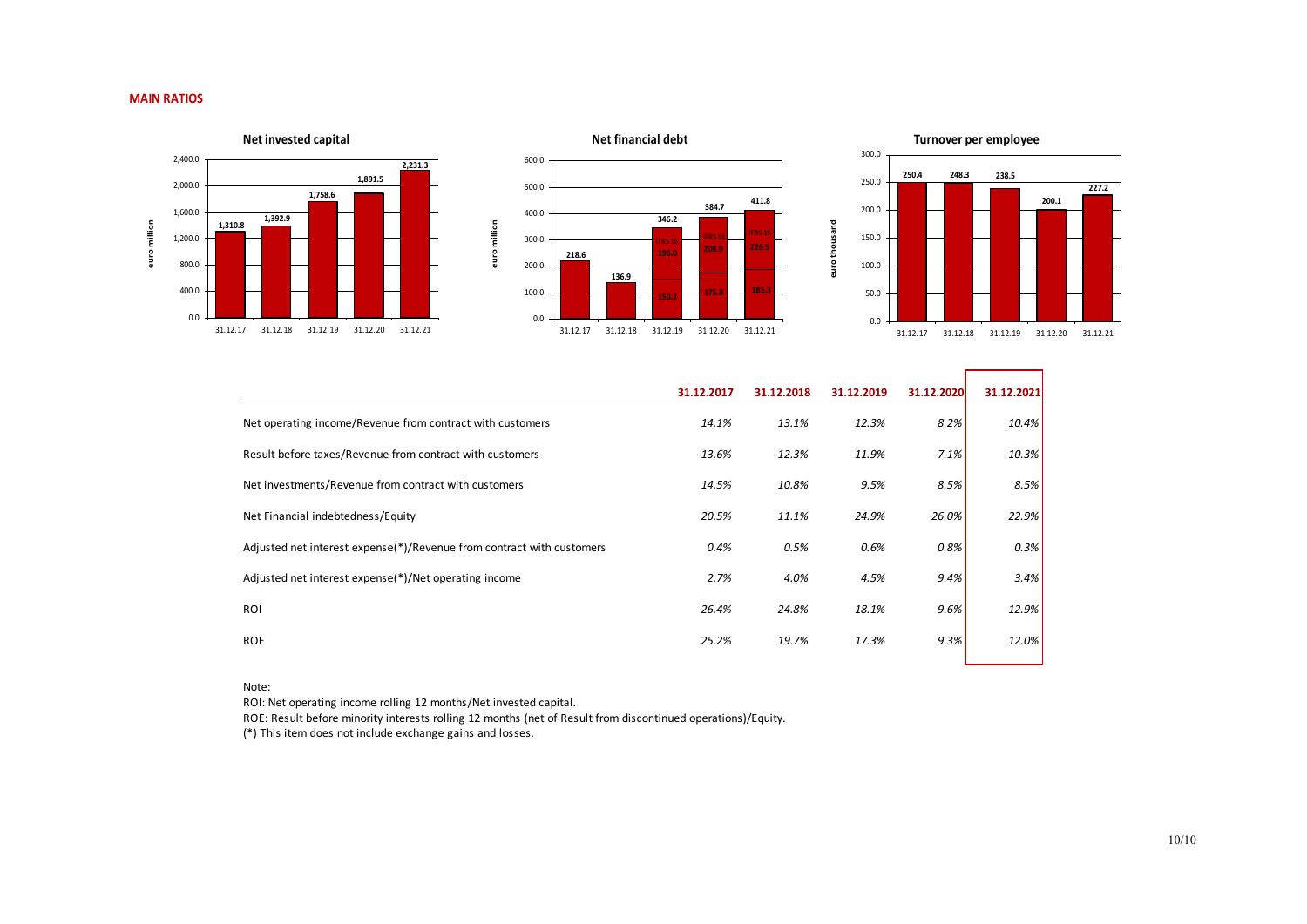**MAIN RATIOS**

**Net invested capital**

euro million

2,400.0
2,000.0
1,600.0
1,200.0
800.0
400.0
0.0

1,310.8
1,392.9
1,758.6
1,891.5
2,231.3

31.12.17 31.12.18 31.12.19 31.12.20 31.12.21

**Net financial debt**

euro million

600.0
500.0
400.0
300.0
200.0
100.0
0.0

218.6
136.9
346.2
IFRS 16
196.0
150.2
384.7
IFRS 16
208.9
175.8
411.8
IFRS 16
226.5
185.3

31.12.17 31.12.18 31.12.19 31.12.20 31.12.21

**Turnover per employee**

euro thousand

300.0
250.0
200.0
150.0
100.0
50.0
0.0

250.4
248.3
238.5
200.1
227.2

31.12.17 31.12.18 31.12.19 31.12.20 31.12.21

| | 31.12.2017 | 31.12.2018 | 31.12.2019 | 31.12.2020 | 31.12.2021 |
|---|---|---|---|---|---|
| Net operating income/Revenue from contract with customers | *14.1%* | *13.1%* | *12.3%* | *8.2%* | *10.4%* |
| Result before taxes/Revenue from contract with customers | *13.6%* | *12.3%* | *11.9%* | *7.1%* | *10.3%* |
| Net investments/Revenue from contract with customers | *14.5%* | *10.8%* | *9.5%* | *8.5%* | *8.5%* |
| Net Financial indebtedness/Equity | *20.5%* | *11.1%* | *24.9%* | *26.0%* | *22.9%* |
| Adjusted net interest expense(*)/Revenue from contract with customers | *0.4%* | *0.5%* | *0.6%* | *0.8%* | *0.3%* |
| Adjusted net interest expense(*)/Net operating income | *2.7%* | *4.0%* | *4.5%* | *9.4%* | *3.4%* |
| ROI | *26.4%* | *24.8%* | *18.1%* | *9.6%* | *12.9%* |
| ROE | *25.2%* | *19.7%* | *17.3%* | *9.3%* | *12.0%* |

Note:

ROI: Net operating income rolling 12 months/Net invested capital.

ROE: Result before minority interests rolling 12 months (net of Result from discontinued operations)/Equity.

(*) This item does not include exchange gains and losses.